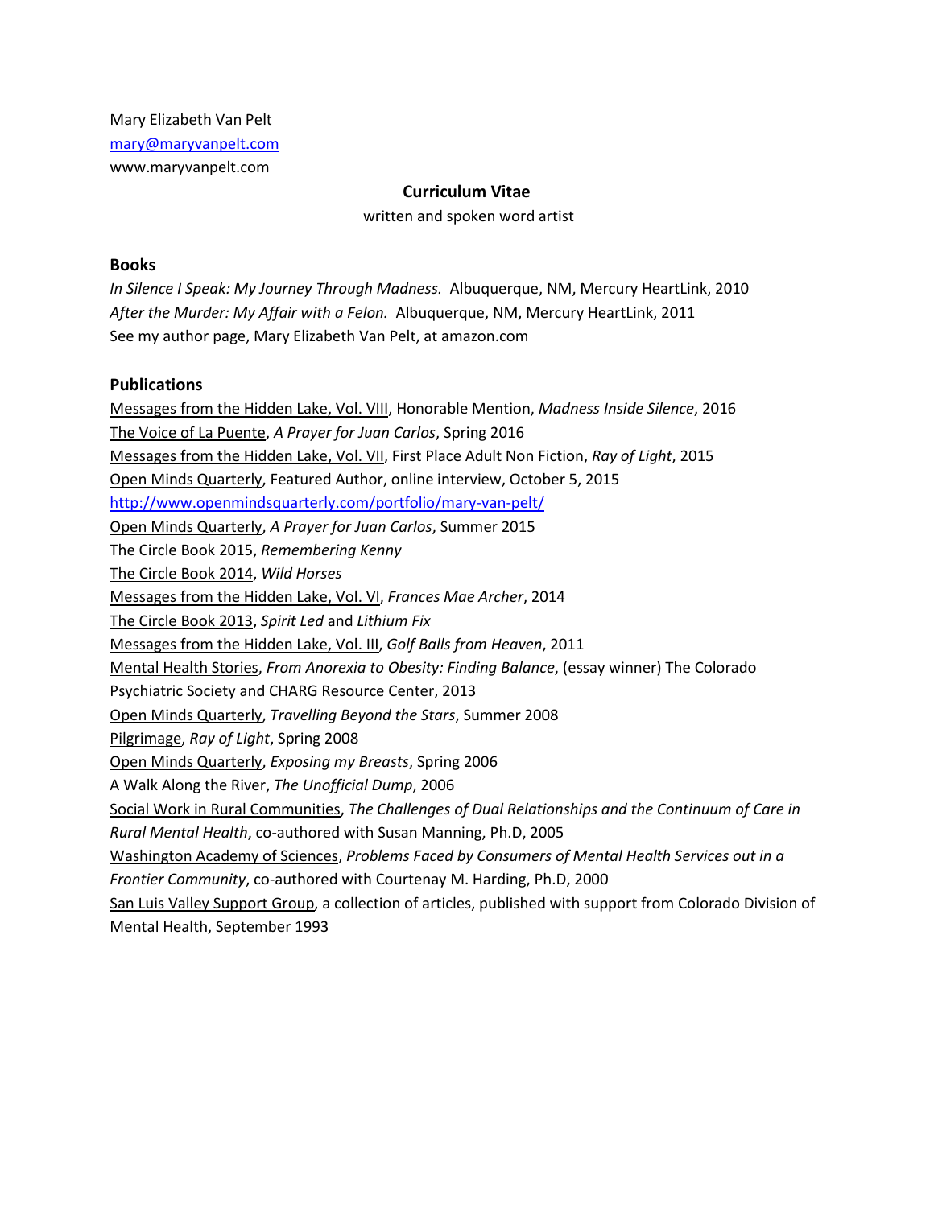Mary Elizabeth Van Pelt
mary@maryvanpelt.com
www.maryvanpelt.com

# Curriculum Vitae

written and spoken word artist

## Books

*In Silence I Speak: My Journey Through Madness.* Albuquerque, NM, Mercury HeartLink, 2010
*After the Murder: My Affair with a Felon.* Albuquerque, NM, Mercury HeartLink, 2011
See my author page, Mary Elizabeth Van Pelt, at amazon.com

## Publications

Messages from the Hidden Lake, Vol. VIII, Honorable Mention, *Madness Inside Silence*, 2016
The Voice of La Puente, *A Prayer for Juan Carlos*, Spring 2016
Messages from the Hidden Lake, Vol. VII, First Place Adult Non Fiction, *Ray of Light*, 2015
Open Minds Quarterly, Featured Author, online interview, October 5, 2015
http://www.openmindsquarterly.com/portfolio/mary-van-pelt/
Open Minds Quarterly, *A Prayer for Juan Carlos*, Summer 2015
The Circle Book 2015, *Remembering Kenny*
The Circle Book 2014, *Wild Horses*
Messages from the Hidden Lake, Vol. VI, *Frances Mae Archer*, 2014
The Circle Book 2013, *Spirit Led* and *Lithium Fix*
Messages from the Hidden Lake, Vol. III, *Golf Balls from Heaven*, 2011
Mental Health Stories, *From Anorexia to Obesity: Finding Balance*, (essay winner) The Colorado Psychiatric Society and CHARG Resource Center, 2013
Open Minds Quarterly, *Travelling Beyond the Stars*, Summer 2008
Pilgrimage, *Ray of Light*, Spring 2008
Open Minds Quarterly, *Exposing my Breasts*, Spring 2006
A Walk Along the River, *The Unofficial Dump*, 2006
Social Work in Rural Communities, *The Challenges of Dual Relationships and the Continuum of Care in Rural Mental Health*, co-authored with Susan Manning, Ph.D, 2005
Washington Academy of Sciences, *Problems Faced by Consumers of Mental Health Services out in a Frontier Community*, co-authored with Courtenay M. Harding, Ph.D, 2000
San Luis Valley Support Group, a collection of articles, published with support from Colorado Division of Mental Health, September 1993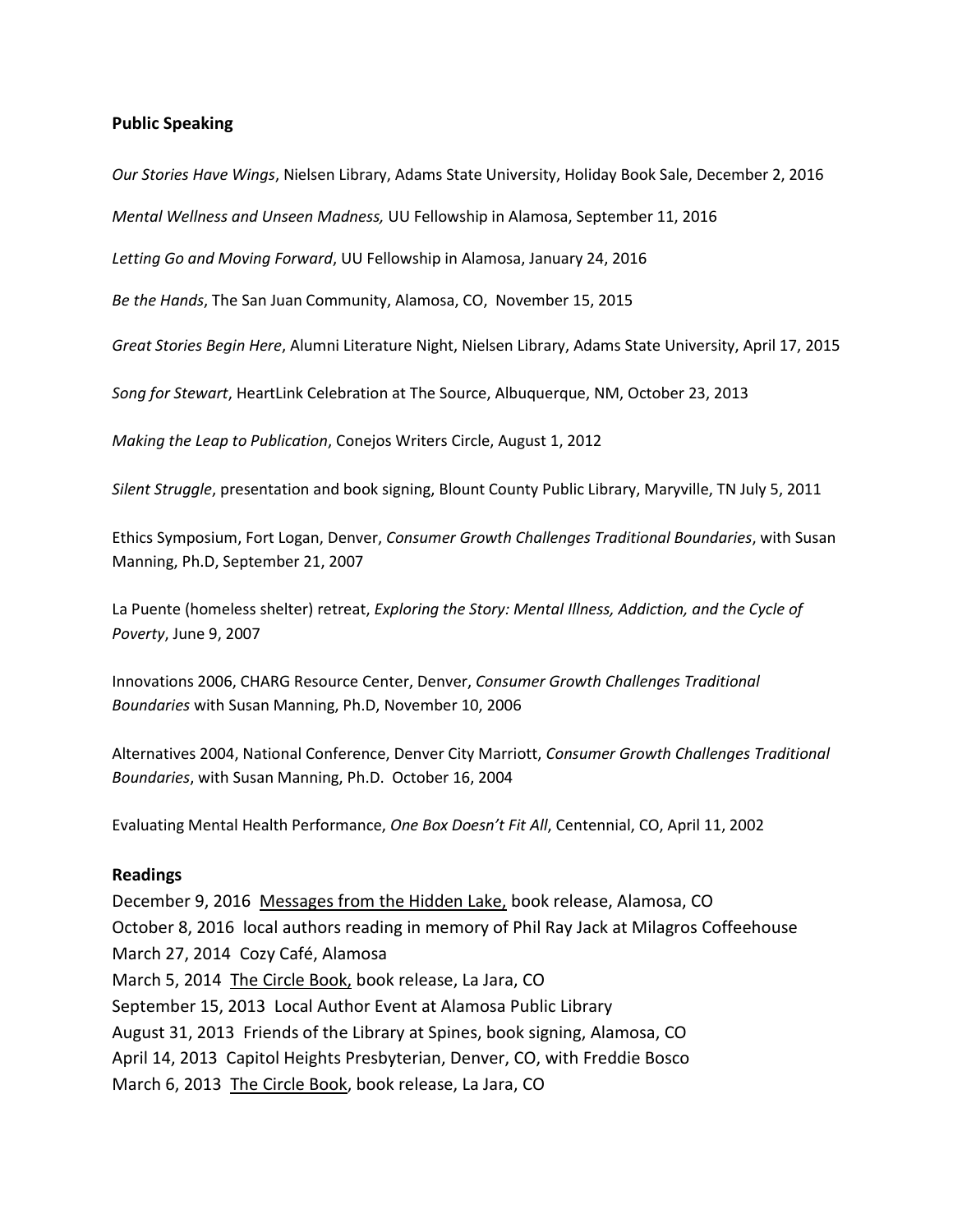## Public Speaking

*Our Stories Have Wings*, Nielsen Library, Adams State University, Holiday Book Sale, December 2, 2016

*Mental Wellness and Unseen Madness,* UU Fellowship in Alamosa, September 11, 2016

*Letting Go and Moving Forward*, UU Fellowship in Alamosa, January 24, 2016

*Be the Hands*, The San Juan Community, Alamosa, CO, November 15, 2015

*Great Stories Begin Here*, Alumni Literature Night, Nielsen Library, Adams State University, April 17, 2015

*Song for Stewart*, HeartLink Celebration at The Source, Albuquerque, NM, October 23, 2013

*Making the Leap to Publication*, Conejos Writers Circle, August 1, 2012

*Silent Struggle*, presentation and book signing, Blount County Public Library, Maryville, TN July 5, 2011

Ethics Symposium, Fort Logan, Denver, *Consumer Growth Challenges Traditional Boundaries*, with Susan Manning, Ph.D, September 21, 2007

La Puente (homeless shelter) retreat, *Exploring the Story: Mental Illness, Addiction, and the Cycle of Poverty*, June 9, 2007

Innovations 2006, CHARG Resource Center, Denver, *Consumer Growth Challenges Traditional Boundaries* with Susan Manning, Ph.D, November 10, 2006

Alternatives 2004, National Conference, Denver City Marriott, *Consumer Growth Challenges Traditional Boundaries*, with Susan Manning, Ph.D. October 16, 2004

Evaluating Mental Health Performance, *One Box Doesn't Fit All*, Centennial, CO, April 11, 2002

## Readings

December 9, 2016 <u>Messages from the Hidden Lake,</u> book release, Alamosa, CO
October 8, 2016 local authors reading in memory of Phil Ray Jack at Milagros Coffeehouse
March 27, 2014 Cozy Café, Alamosa
March 5, 2014 <u>The Circle Book,</u> book release, La Jara, CO
September 15, 2013 Local Author Event at Alamosa Public Library
August 31, 2013 Friends of the Library at Spines, book signing, Alamosa, CO
April 14, 2013 Capitol Heights Presbyterian, Denver, CO, with Freddie Bosco
March 6, 2013 <u>The Circle Book</u>, book release, La Jara, CO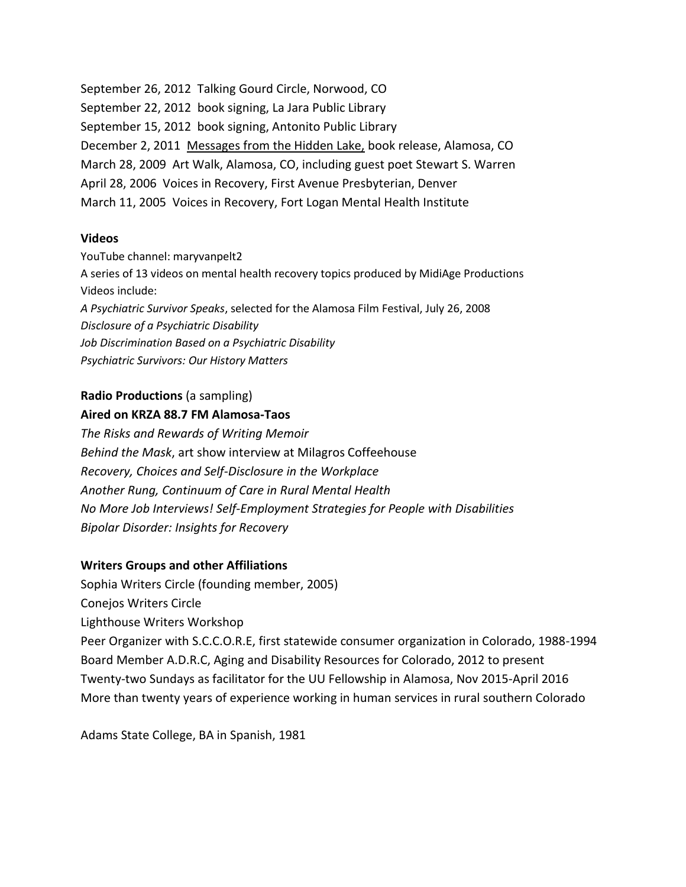September 26, 2012  Talking Gourd Circle, Norwood, CO
September 22, 2012  book signing, La Jara Public Library
September 15, 2012  book signing, Antonito Public Library
December 2, 2011  Messages from the Hidden Lake, book release, Alamosa, CO
March 28, 2009  Art Walk, Alamosa, CO, including guest poet Stewart S. Warren
April 28, 2006  Voices in Recovery, First Avenue Presbyterian, Denver
March 11, 2005  Voices in Recovery, Fort Logan Mental Health Institute

**Videos**

YouTube channel: maryvanpelt2
A series of 13 videos on mental health recovery topics produced by MidiAge Productions
Videos include:
*A Psychiatric Survivor Speaks*, selected for the Alamosa Film Festival, July 26, 2008
*Disclosure of a Psychiatric Disability*
*Job Discrimination Based on a Psychiatric Disability*
*Psychiatric Survivors: Our History Matters*

**Radio Productions** (a sampling)
**Aired on KRZA 88.7 FM Alamosa-Taos**

*The Risks and Rewards of Writing Memoir*
*Behind the Mask*, art show interview at Milagros Coffeehouse
*Recovery, Choices and Self-Disclosure in the Workplace*
*Another Rung, Continuum of Care in Rural Mental Health*
*No More Job Interviews! Self-Employment Strategies for People with Disabilities*
*Bipolar Disorder: Insights for Recovery*

**Writers Groups and other Affiliations**

Sophia Writers Circle (founding member, 2005)
Conejos Writers Circle
Lighthouse Writers Workshop
Peer Organizer with S.C.C.O.R.E, first statewide consumer organization in Colorado, 1988-1994
Board Member A.D.R.C, Aging and Disability Resources for Colorado, 2012 to present
Twenty-two Sundays as facilitator for the UU Fellowship in Alamosa, Nov 2015-April 2016
More than twenty years of experience working in human services in rural southern Colorado

Adams State College, BA in Spanish, 1981